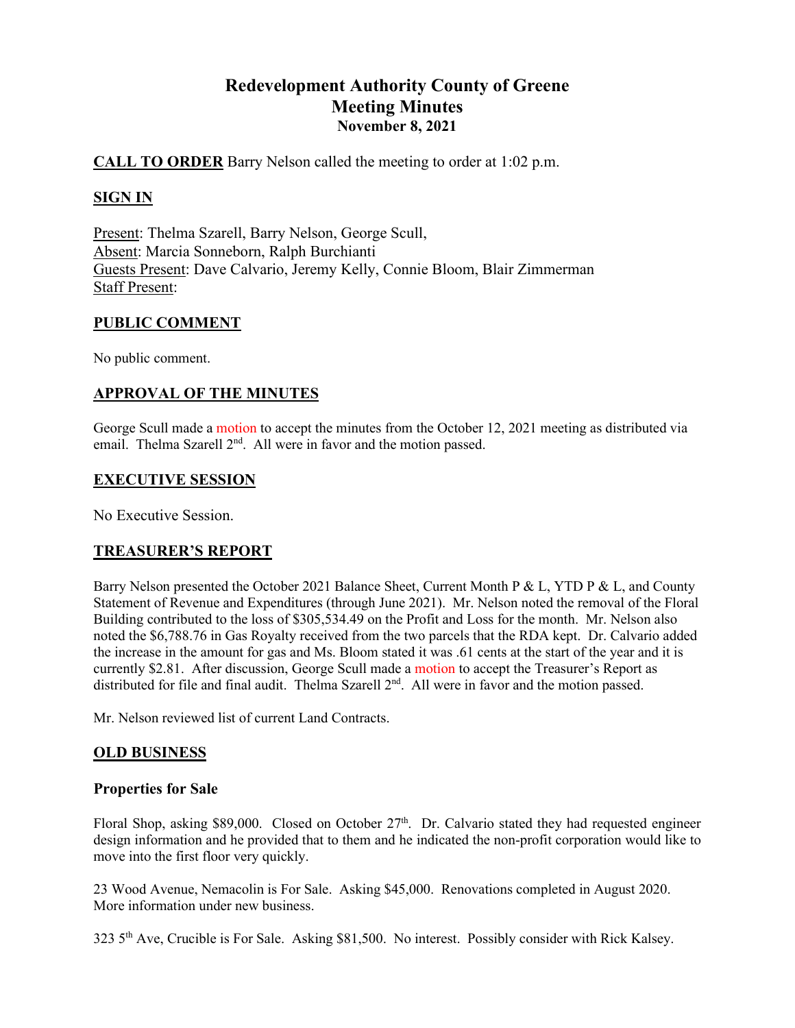# Redevelopment Authority County of Greene
## Meeting Minutes
### November 8, 2021

**CALL TO ORDER** Barry Nelson called the meeting to order at 1:02 p.m.

**SIGN IN**

Present: Thelma Szarell, Barry Nelson, George Scull,
Absent: Marcia Sonneborn, Ralph Burchianti
Guests Present: Dave Calvario, Jeremy Kelly, Connie Bloom, Blair Zimmerman
Staff Present:

**PUBLIC COMMENT**

No public comment.

**APPROVAL OF THE MINUTES**

George Scull made a motion to accept the minutes from the October 12, 2021 meeting as distributed via email. Thelma Szarell 2nd. All were in favor and the motion passed.

**EXECUTIVE SESSION**

No Executive Session.

**TREASURER'S REPORT**

Barry Nelson presented the October 2021 Balance Sheet, Current Month P & L, YTD P & L, and County Statement of Revenue and Expenditures (through June 2021). Mr. Nelson noted the removal of the Floral Building contributed to the loss of $305,534.49 on the Profit and Loss for the month. Mr. Nelson also noted the $6,788.76 in Gas Royalty received from the two parcels that the RDA kept. Dr. Calvario added the increase in the amount for gas and Ms. Bloom stated it was .61 cents at the start of the year and it is currently $2.81. After discussion, George Scull made a motion to accept the Treasurer's Report as distributed for file and final audit. Thelma Szarell 2nd. All were in favor and the motion passed.

Mr. Nelson reviewed list of current Land Contracts.

**OLD BUSINESS**

### Properties for Sale

Floral Shop, asking $89,000. Closed on October 27th. Dr. Calvario stated they had requested engineer design information and he provided that to them and he indicated the non-profit corporation would like to move into the first floor very quickly.

23 Wood Avenue, Nemacolin is For Sale. Asking $45,000. Renovations completed in August 2020. More information under new business.

323 5th Ave, Crucible is For Sale. Asking $81,500. No interest. Possibly consider with Rick Kalsey.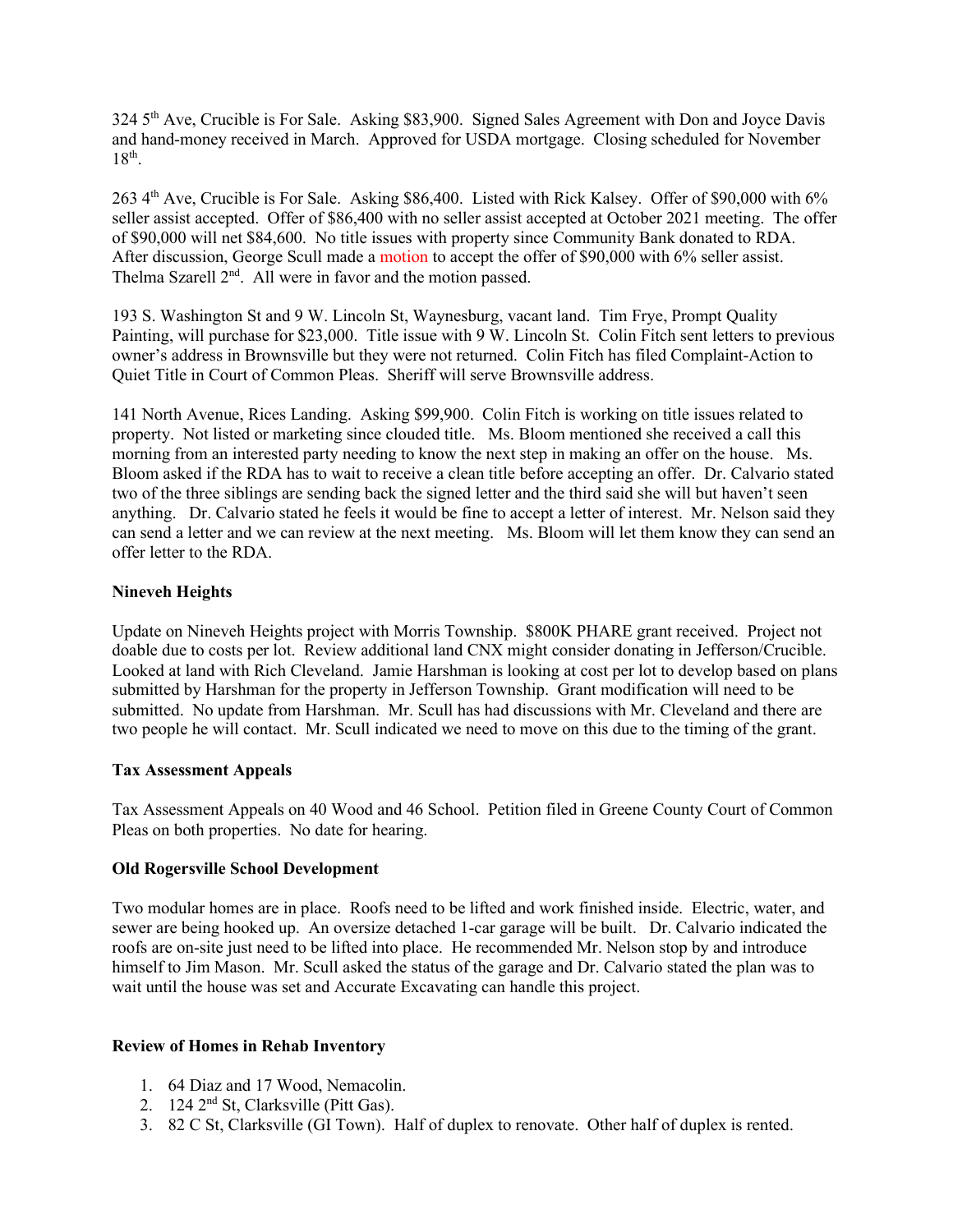324 5th Ave, Crucible is For Sale. Asking $83,900. Signed Sales Agreement with Don and Joyce Davis and hand-money received in March. Approved for USDA mortgage. Closing scheduled for November 18th.

263 4th Ave, Crucible is For Sale. Asking $86,400. Listed with Rick Kalsey. Offer of $90,000 with 6% seller assist accepted. Offer of $86,400 with no seller assist accepted at October 2021 meeting. The offer of $90,000 will net $84,600. No title issues with property since Community Bank donated to RDA. After discussion, George Scull made a motion to accept the offer of $90,000 with 6% seller assist. Thelma Szarell 2nd. All were in favor and the motion passed.

193 S. Washington St and 9 W. Lincoln St, Waynesburg, vacant land. Tim Frye, Prompt Quality Painting, will purchase for $23,000. Title issue with 9 W. Lincoln St. Colin Fitch sent letters to previous owner's address in Brownsville but they were not returned. Colin Fitch has filed Complaint-Action to Quiet Title in Court of Common Pleas. Sheriff will serve Brownsville address.

141 North Avenue, Rices Landing. Asking $99,900. Colin Fitch is working on title issues related to property. Not listed or marketing since clouded title. Ms. Bloom mentioned she received a call this morning from an interested party needing to know the next step in making an offer on the house. Ms. Bloom asked if the RDA has to wait to receive a clean title before accepting an offer. Dr. Calvario stated two of the three siblings are sending back the signed letter and the third said she will but haven't seen anything. Dr. Calvario stated he feels it would be fine to accept a letter of interest. Mr. Nelson said they can send a letter and we can review at the next meeting. Ms. Bloom will let them know they can send an offer letter to the RDA.

**Nineveh Heights**

Update on Nineveh Heights project with Morris Township. $800K PHARE grant received. Project not doable due to costs per lot. Review additional land CNX might consider donating in Jefferson/Crucible. Looked at land with Rich Cleveland. Jamie Harshman is looking at cost per lot to develop based on plans submitted by Harshman for the property in Jefferson Township. Grant modification will need to be submitted. No update from Harshman. Mr. Scull has had discussions with Mr. Cleveland and there are two people he will contact. Mr. Scull indicated we need to move on this due to the timing of the grant.

**Tax Assessment Appeals**

Tax Assessment Appeals on 40 Wood and 46 School. Petition filed in Greene County Court of Common Pleas on both properties. No date for hearing.

**Old Rogersville School Development**

Two modular homes are in place. Roofs need to be lifted and work finished inside. Electric, water, and sewer are being hooked up. An oversize detached 1-car garage will be built. Dr. Calvario indicated the roofs are on-site just need to be lifted into place. He recommended Mr. Nelson stop by and introduce himself to Jim Mason. Mr. Scull asked the status of the garage and Dr. Calvario stated the plan was to wait until the house was set and Accurate Excavating can handle this project.

**Review of Homes in Rehab Inventory**

1. 64 Diaz and 17 Wood, Nemacolin.
2. 124 2nd St, Clarksville (Pitt Gas).
3. 82 C St, Clarksville (GI Town). Half of duplex to renovate. Other half of duplex is rented.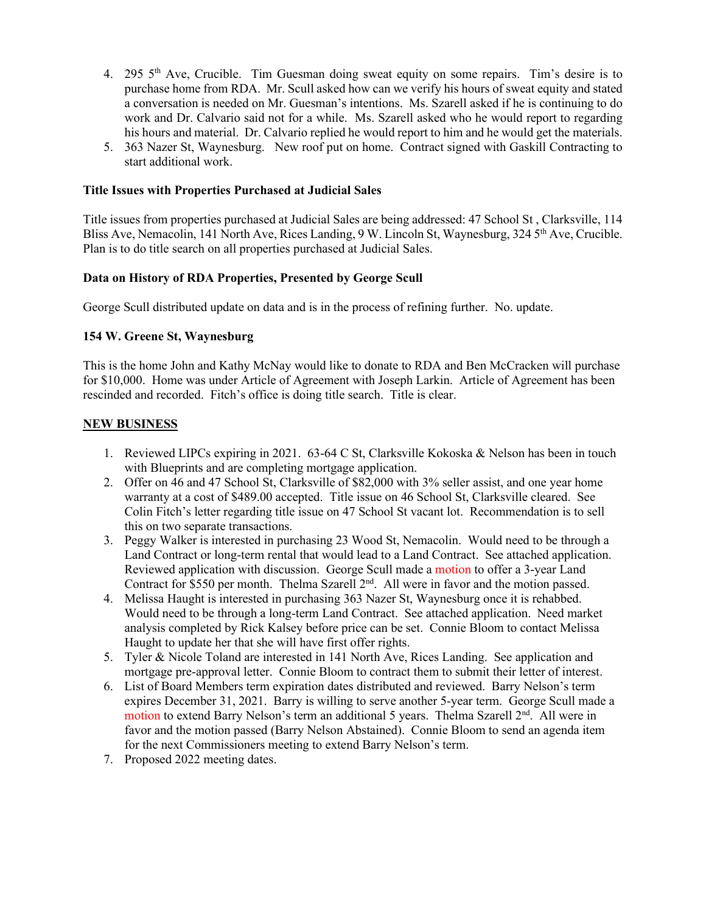4. 295 5th Ave, Crucible. Tim Guesman doing sweat equity on some repairs. Tim's desire is to purchase home from RDA. Mr. Scull asked how can we verify his hours of sweat equity and stated a conversation is needed on Mr. Guesman's intentions. Ms. Szarell asked if he is continuing to do work and Dr. Calvario said not for a while. Ms. Szarell asked who he would report to regarding his hours and material. Dr. Calvario replied he would report to him and he would get the materials.
5. 363 Nazer St, Waynesburg. New roof put on home. Contract signed with Gaskill Contracting to start additional work.

**Title Issues with Properties Purchased at Judicial Sales**

Title issues from properties purchased at Judicial Sales are being addressed: 47 School St , Clarksville, 114 Bliss Ave, Nemacolin, 141 North Ave, Rices Landing, 9 W. Lincoln St, Waynesburg, 324 5th Ave, Crucible. Plan is to do title search on all properties purchased at Judicial Sales.

**Data on History of RDA Properties, Presented by George Scull**

George Scull distributed update on data and is in the process of refining further. No. update.

**154 W. Greene St, Waynesburg**

This is the home John and Kathy McNay would like to donate to RDA and Ben McCracken will purchase for $10,000. Home was under Article of Agreement with Joseph Larkin. Article of Agreement has been rescinded and recorded. Fitch's office is doing title search. Title is clear.

**NEW BUSINESS**

1. Reviewed LIPCs expiring in 2021. 63-64 C St, Clarksville Kokoska & Nelson has been in touch with Blueprints and are completing mortgage application.
2. Offer on 46 and 47 School St, Clarksville of $82,000 with 3% seller assist, and one year home warranty at a cost of $489.00 accepted. Title issue on 46 School St, Clarksville cleared. See Colin Fitch's letter regarding title issue on 47 School St vacant lot. Recommendation is to sell this on two separate transactions.
3. Peggy Walker is interested in purchasing 23 Wood St, Nemacolin. Would need to be through a Land Contract or long-term rental that would lead to a Land Contract. See attached application. Reviewed application with discussion. George Scull made a motion to offer a 3-year Land Contract for $550 per month. Thelma Szarell 2nd. All were in favor and the motion passed.
4. Melissa Haught is interested in purchasing 363 Nazer St, Waynesburg once it is rehabbed. Would need to be through a long-term Land Contract. See attached application. Need market analysis completed by Rick Kalsey before price can be set. Connie Bloom to contact Melissa Haught to update her that she will have first offer rights.
5. Tyler & Nicole Toland are interested in 141 North Ave, Rices Landing. See application and mortgage pre-approval letter. Connie Bloom to contract them to submit their letter of interest.
6. List of Board Members term expiration dates distributed and reviewed. Barry Nelson's term expires December 31, 2021. Barry is willing to serve another 5-year term. George Scull made a motion to extend Barry Nelson's term an additional 5 years. Thelma Szarell 2nd. All were in favor and the motion passed (Barry Nelson Abstained). Connie Bloom to send an agenda item for the next Commissioners meeting to extend Barry Nelson's term.
7. Proposed 2022 meeting dates.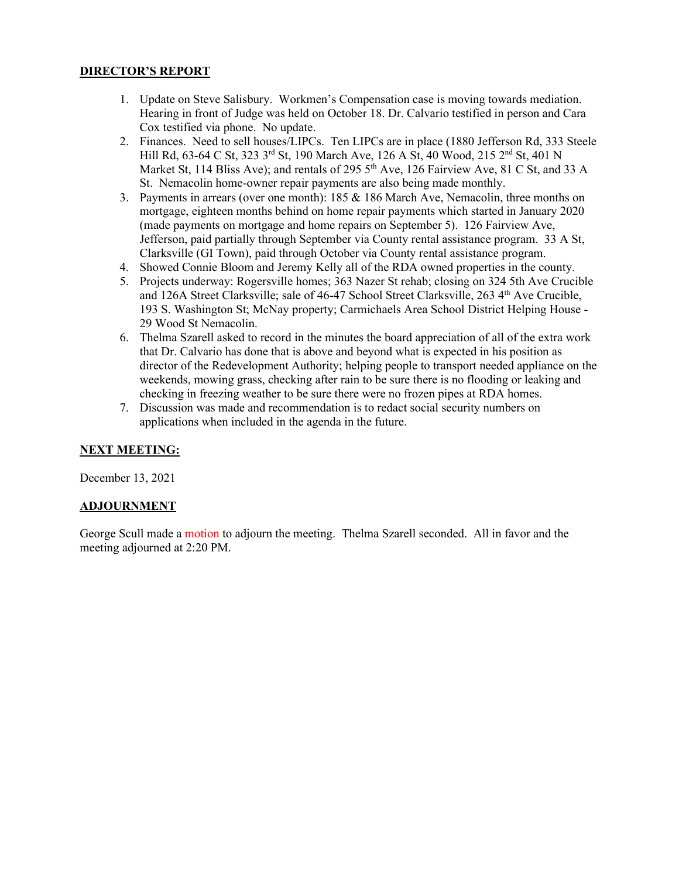## DIRECTOR'S REPORT

1. Update on Steve Salisbury. Workmen's Compensation case is moving towards mediation. Hearing in front of Judge was held on October 18. Dr. Calvario testified in person and Cara Cox testified via phone. No update.
2. Finances. Need to sell houses/LIPCs. Ten LIPCs are in place (1880 Jefferson Rd, 333 Steele Hill Rd, 63-64 C St, 323 3rd St, 190 March Ave, 126 A St, 40 Wood, 215 2nd St, 401 N Market St, 114 Bliss Ave); and rentals of 295 5th Ave, 126 Fairview Ave, 81 C St, and 33 A St. Nemacolin home-owner repair payments are also being made monthly.
3. Payments in arrears (over one month): 185 & 186 March Ave, Nemacolin, three months on mortgage, eighteen months behind on home repair payments which started in January 2020 (made payments on mortgage and home repairs on September 5). 126 Fairview Ave, Jefferson, paid partially through September via County rental assistance program. 33 A St, Clarksville (GI Town), paid through October via County rental assistance program.
4. Showed Connie Bloom and Jeremy Kelly all of the RDA owned properties in the county.
5. Projects underway: Rogersville homes; 363 Nazer St rehab; closing on 324 5th Ave Crucible and 126A Street Clarksville; sale of 46-47 School Street Clarksville, 263 4th Ave Crucible, 193 S. Washington St; McNay property; Carmichaels Area School District Helping House - 29 Wood St Nemacolin.
6. Thelma Szarell asked to record in the minutes the board appreciation of all of the extra work that Dr. Calvario has done that is above and beyond what is expected in his position as director of the Redevelopment Authority; helping people to transport needed appliance on the weekends, mowing grass, checking after rain to be sure there is no flooding or leaking and checking in freezing weather to be sure there were no frozen pipes at RDA homes.
7. Discussion was made and recommendation is to redact social security numbers on applications when included in the agenda in the future.

## NEXT MEETING:

December 13, 2021

## ADJOURNMENT

George Scull made a motion to adjourn the meeting. Thelma Szarell seconded. All in favor and the meeting adjourned at 2:20 PM.